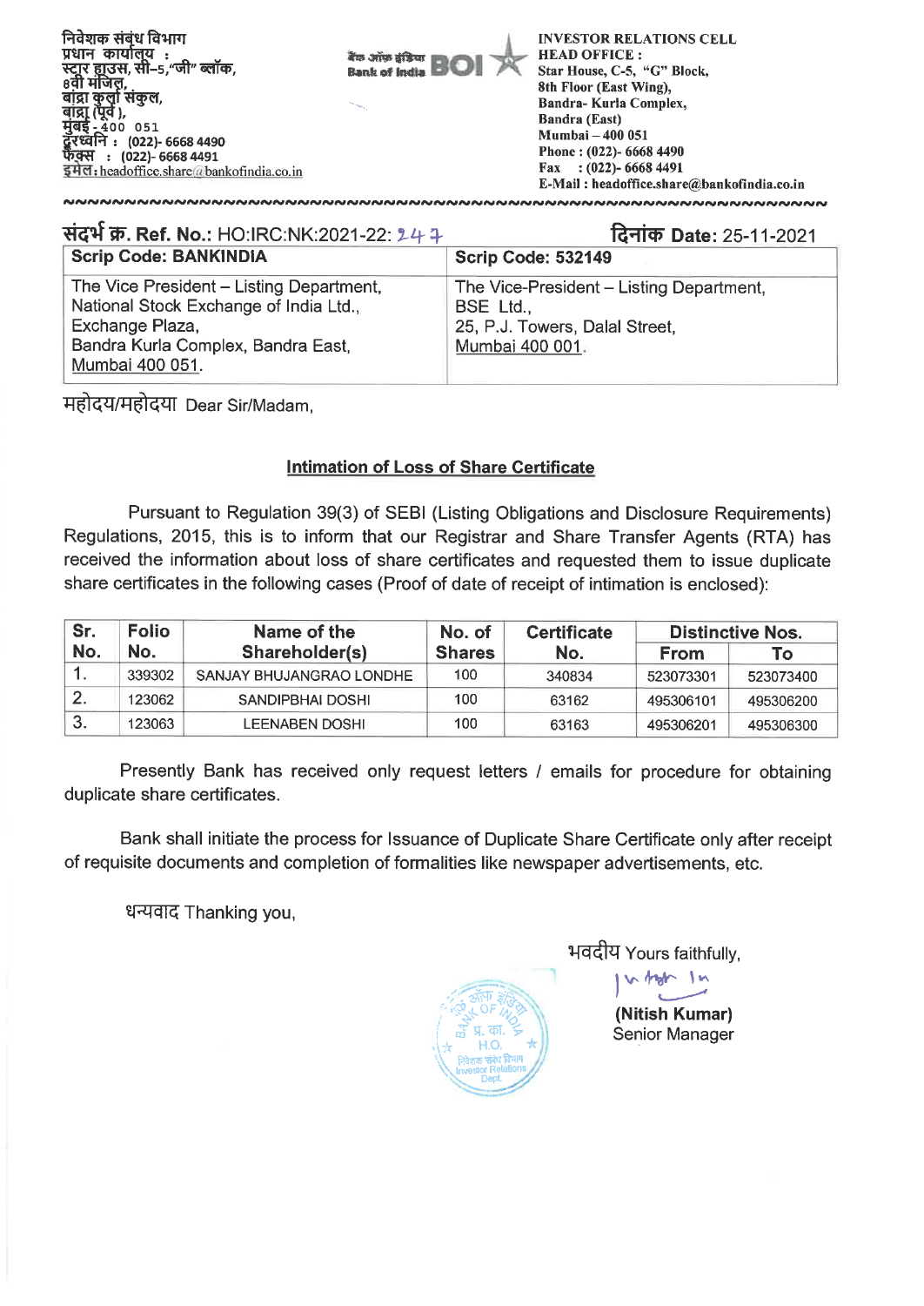निवेशक संबंध विभाग
प्रधान कार्यालय :
स्टार हाउस, सी–5,"जी" ब्लॉक,
8वी मंजिल,
बांद्रा कुर्ला संकुल,
बांद्रा (पूर्व),
मुंबई - 400 051
दूरध्वनि : (022)- 6668 4490
फैक्स : (022)- 6668 4491
इमेल: headoffice.share@bankofindia.co.in

बैंक ऑफ इंडिया Bank of India BOI

INVESTOR RELATIONS CELL
HEAD OFFICE :
Star House, C-5, "G" Block,
8th Floor (East Wing),
Bandra- Kurla Complex,
Bandra (East)
Mumbai – 400 051
Phone : (022)- 6668 4490
Fax : (022)- 6668 4491
E-Mail : headoffice.share@bankofindia.co.in

संदर्भ क्र. Ref. No.: HO:IRC:NK:2021-22: 247

दिनांक Date: 25-11-2021

| Scrip Code: BANKINDIA | Scrip Code: 532149 |
|---|---|
| The Vice President – Listing Department, National Stock Exchange of India Ltd., Exchange Plaza, Bandra Kurla Complex, Bandra East, Mumbai 400 051. | The Vice-President – Listing Department, BSE Ltd., 25, P.J. Towers, Dalal Street, Mumbai 400 001. |

महोदय/महोदया Dear Sir/Madam,

**Intimation of Loss of Share Certificate**

Pursuant to Regulation 39(3) of SEBI (Listing Obligations and Disclosure Requirements) Regulations, 2015, this is to inform that our Registrar and Share Transfer Agents (RTA) has received the information about loss of share certificates and requested them to issue duplicate share certificates in the following cases (Proof of date of receipt of intimation is enclosed):

| Sr. No. | Folio No. | Name of the Shareholder(s) | No. of Shares | Certificate No. | Distinctive Nos. | |
|---|---|---|---|---|---|---|
| | | | | | From | To |
| 1. | 339302 | SANJAY BHUJANGRAO LONDHE | 100 | 340834 | 523073301 | 523073400 |
| 2. | 123062 | SANDIPBHAI DOSHI | 100 | 63162 | 495306101 | 495306200 |
| 3. | 123063 | LEENABEN DOSHI | 100 | 63163 | 495306201 | 495306300 |

Presently Bank has received only request letters / emails for procedure for obtaining duplicate share certificates.

Bank shall initiate the process for Issuance of Duplicate Share Certificate only after receipt of requisite documents and completion of formalities like newspaper advertisements, etc.

धन्यवाद Thanking you,

भवदीय Yours faithfully,

**(Nitish Kumar)**
Senior Manager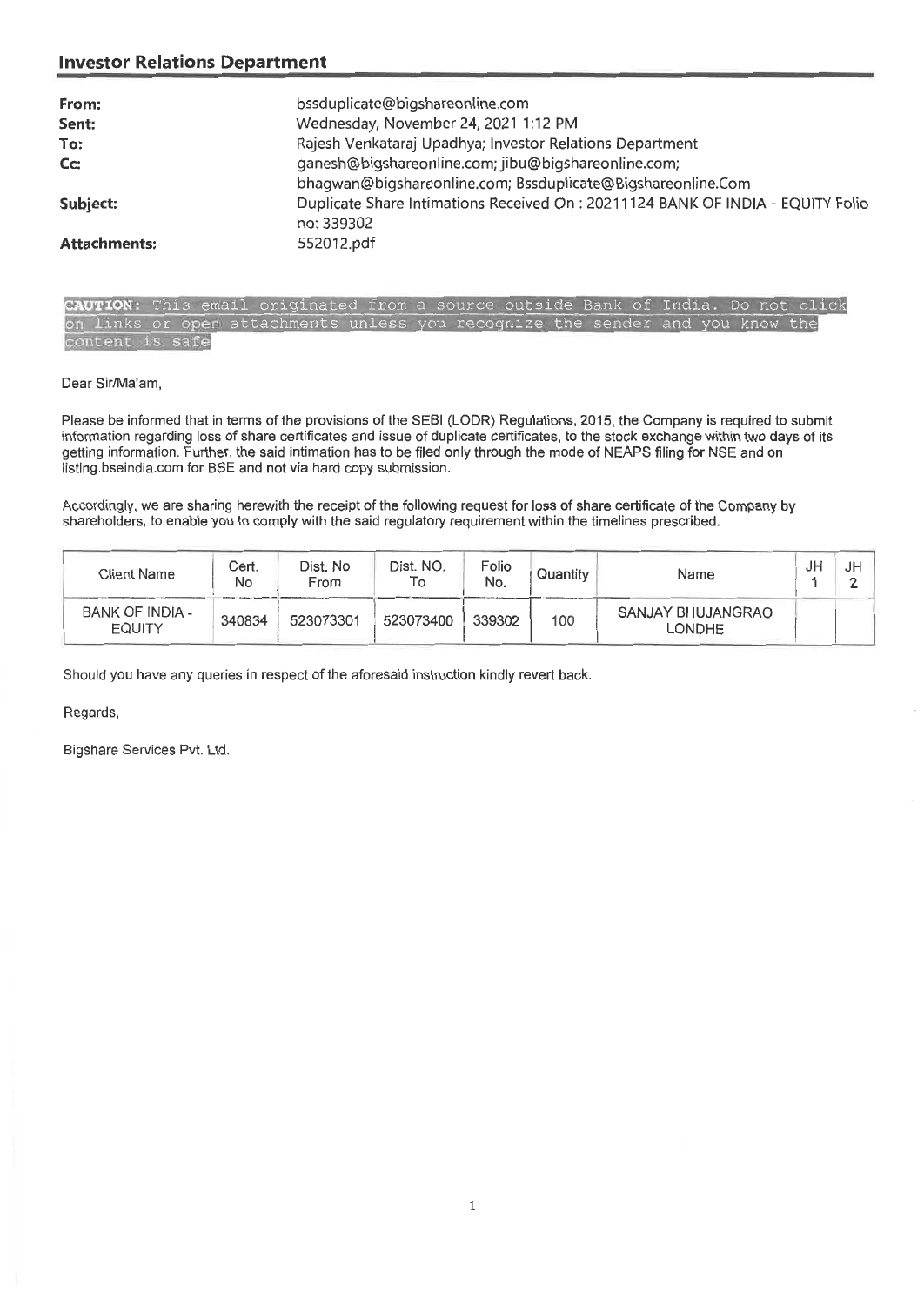## Investor Relations Department

| | |
|---|---|
| **From:** | bssduplicate@bigshareonline.com |
| **Sent:** | Wednesday, November 24, 2021 1:12 PM |
| **To:** | Rajesh Venkataraj Upadhya; Investor Relations Department |
| **Cc:** | ganesh@bigshareonline.com; jibu@bigshareonline.com; bhagwan@bigshareonline.com; Bssduplicate@Bigshareonline.Com |
| **Subject:** | Duplicate Share Intimations Received On : 20211124 BANK OF INDIA - EQUITY Folio no: 339302 |
| **Attachments:** | 552012.pdf |

**CAUTION:** This email originated from a source outside Bank of India. Do not click on links or open attachments unless you recognize the sender and you know the content is safe

Dear Sir/Ma'am,

Please be informed that in terms of the provisions of the SEBI (LODR) Regulations, 2015, the Company is required to submit information regarding loss of share certificates and issue of duplicate certificates, to the stock exchange within two days of its getting information. Further, the said intimation has to be filed only through the mode of NEAPS filing for NSE and on listing.bseindia.com for BSE and not via hard copy submission.

Accordingly, we are sharing herewith the receipt of the following request for loss of share certificate of the Company by shareholders, to enable you to comply with the said regulatory requirement within the timelines prescribed.

| Client Name | Cert. No | Dist. No From | Dist. NO. To | Folio No. | Quantity | Name | JH 1 | JH 2 |
|---|---|---|---|---|---|---|---|---|
| BANK OF INDIA - EQUITY | 340834 | 523073301 | 523073400 | 339302 | 100 | SANJAY BHUJANGRAO LONDHE | | |

Should you have any queries in respect of the aforesaid instruction kindly revert back.

Regards,

Bigshare Services Pvt. Ltd.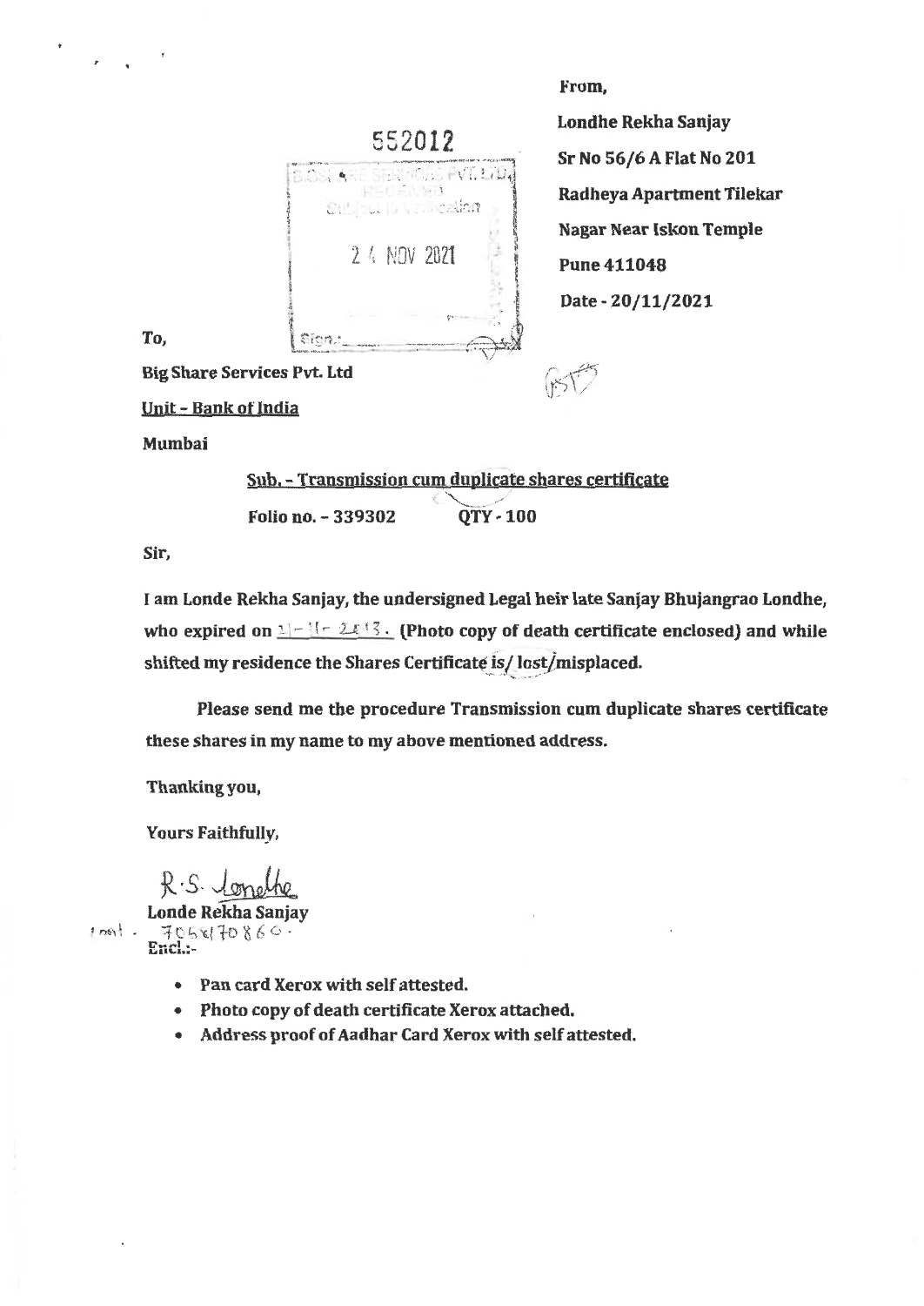552012

BIGSHARE SERVICES PVT. LTD.
RECEIVED
Subject to Verification

24 NOV 2021

Sign.:

From,

**Londhe Rekha Sanjay**

**Sr No 56/6 A Flat No 201**

**Radheya Apartment Tilekar**

**Nagar Near Iskon Temple**

**Pune 411048**

**Date - 20/11/2021**

**To,**

**Big Share Services Pvt. Ltd**

**Unit - Bank of India**

**Mumbai**

**Sub. - Transmission cum duplicate shares certificate**

**Folio no. - 339302 QTY - 100**

**Sir,**

**I am Londe Rekha Sanjay, the undersigned Legal heir late Sanjay Bhujangrao Londhe, who expired on 21-11-2013. (Photo copy of death certificate enclosed) and while shifted my residence the Shares Certificate is/ lost/misplaced.**

**Please send me the procedure Transmission cum duplicate shares certificate these shares in my name to my above mentioned address.**

**Thanking you,**

**Yours Faithfully,**

R.S. Londhe

**Londe Rekha Sanjay**

mob. - 7058170860.

**Encl.:-**

- **Pan card Xerox with self attested.**
- **Photo copy of death certificate Xerox attached.**
- **Address proof of Aadhar Card Xerox with self attested.**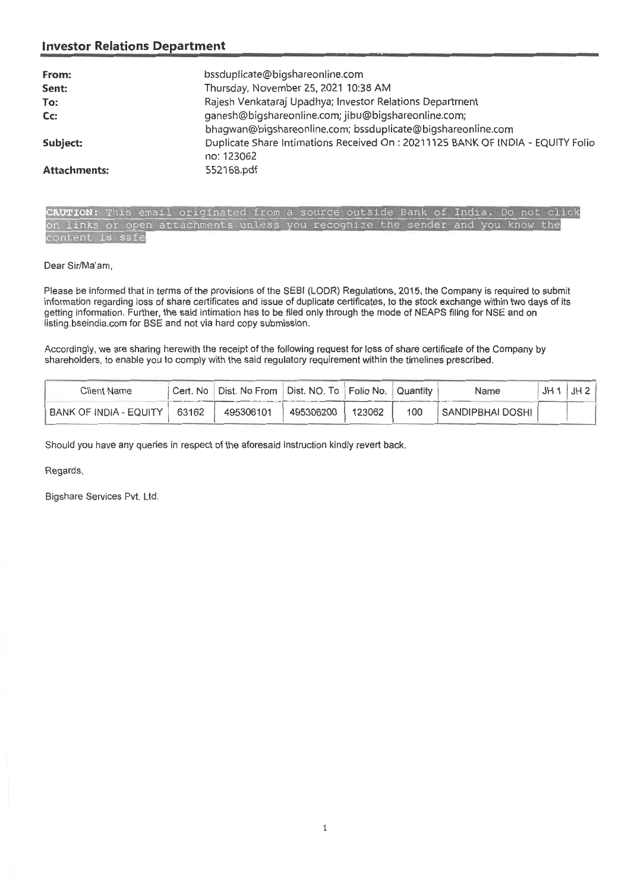## Investor Relations Department

| | |
|---|---|
| **From:** | bssduplicate@bigshareonline.com |
| **Sent:** | Thursday, November 25, 2021 10:38 AM |
| **To:** | Rajesh Venkataraj Upadhya; Investor Relations Department |
| **Cc:** | ganesh@bigshareonline.com; jibu@bigshareonline.com; bhagwan@bigshareonline.com; bssduplicate@bigshareonline.com |
| **Subject:** | Duplicate Share Intimations Received On : 20211125 BANK OF INDIA - EQUITY Folio no: 123062 |
| **Attachments:** | 552168.pdf |

**CAUTION:** This email originated from a source outside Bank of India. Do not click on links or open attachments unless you recognize the sender and you know the content is safe

Dear Sir/Ma'am,

Please be informed that in terms of the provisions of the SEBI (LODR) Regulations, 2015, the Company is required to submit information regarding loss of share certificates and issue of duplicate certificates, to the stock exchange within two days of its getting information. Further, the said intimation has to be filed only through the mode of NEAPS filing for NSE and on listing.bseindia.com for BSE and not via hard copy submission.

Accordingly, we are sharing herewith the receipt of the following request for loss of share certificate of the Company by shareholders, to enable you to comply with the said regulatory requirement within the timelines prescribed.

| Client Name | Cert. No | Dist. No From | Dist. NO. To | Folio No. | Quantity | Name | JH 1 | JH 2 |
|---|---|---|---|---|---|---|---|---|
| BANK OF INDIA - EQUITY | 63162 | 495306101 | 495306200 | 123062 | 100 | SANDIPBHAI DOSHI | | |

Should you have any queries in respect of the aforesaid instruction kindly revert back.

Regards,

Bigshare Services Pvt. Ltd.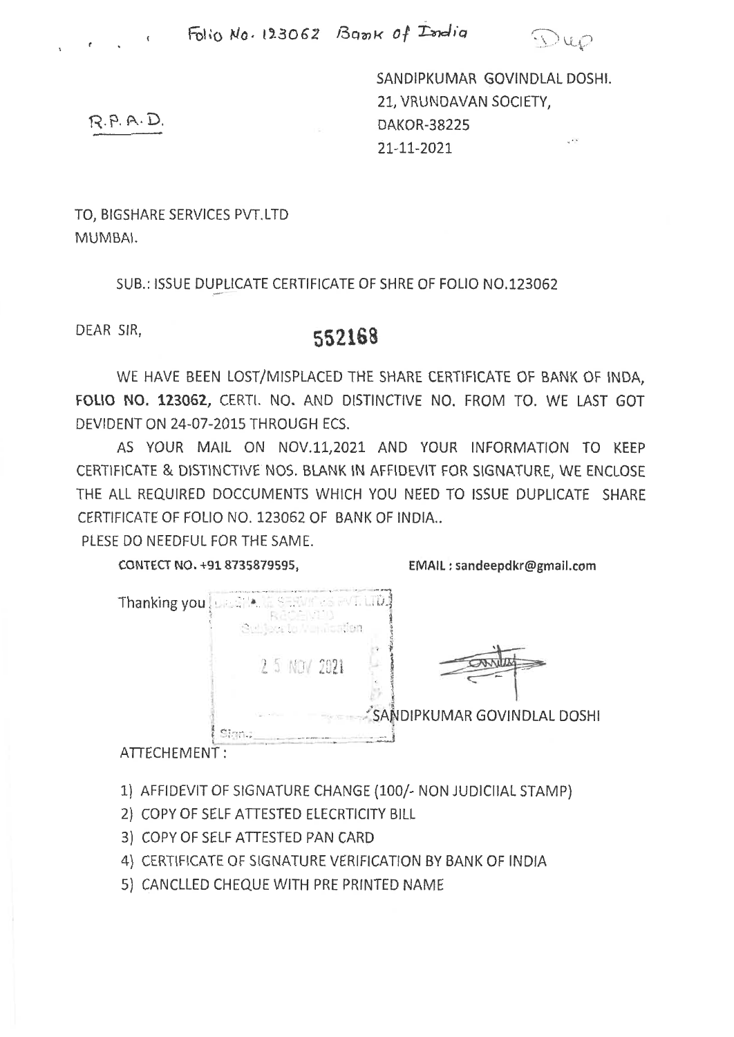Folio No. 123062 Bank of India Dup

R.P.A.D.

SANDIPKUMAR GOVINDLAL DOSHI.
21, VRUNDAVAN SOCIETY,
DAKOR-38225
21-11-2021

TO, BIGSHARE SERVICES PVT.LTD
MUMBAI.

SUB.: ISSUE DUPLICATE CERTIFICATE OF SHRE OF FOLIO NO.123062

DEAR SIR,

**552168**

WE HAVE BEEN LOST/MISPLACED THE SHARE CERTIFICATE OF BANK OF INDA, **FOLIO NO. 123062,** CERTI. NO. AND DISTINCTIVE NO. FROM TO. WE LAST GOT DEVIDENT ON 24-07-2015 THROUGH ECS.

AS YOUR MAIL ON NOV.11,2021 AND YOUR INFORMATION TO KEEP CERTIFICATE & DISTINCTIVE NOS. BLANK IN AFFIDEVIT FOR SIGNATURE, WE ENCLOSE THE ALL REQUIRED DOCCUMENTS WHICH YOU NEED TO ISSUE DUPLICATE SHARE CERTIFICATE OF FOLIO NO. 123062 OF BANK OF INDIA..

PLESE DO NEEDFUL FOR THE SAME.

**CONTECT NO. +91 8735879595,** **EMAIL : sandeepdkr@gmail.com**

Thanking you

BIGSHARE SERVICES PVT. LTD.
RECEIVED
Subject to Verification
25 NOV 2021
Sign.:

SANDIPKUMAR GOVINDLAL DOSHI

ATTECHEMENT :

1) AFFIDEVIT OF SIGNATURE CHANGE (100/- NON JUDICIIAL STAMP)
2) COPY OF SELF ATTESTED ELECRTICITY BILL
3) COPY OF SELF ATTESTED PAN CARD
4) CERTIFICATE OF SIGNATURE VERIFICATION BY BANK OF INDIA
5) CANCLLED CHEQUE WITH PRE PRINTED NAME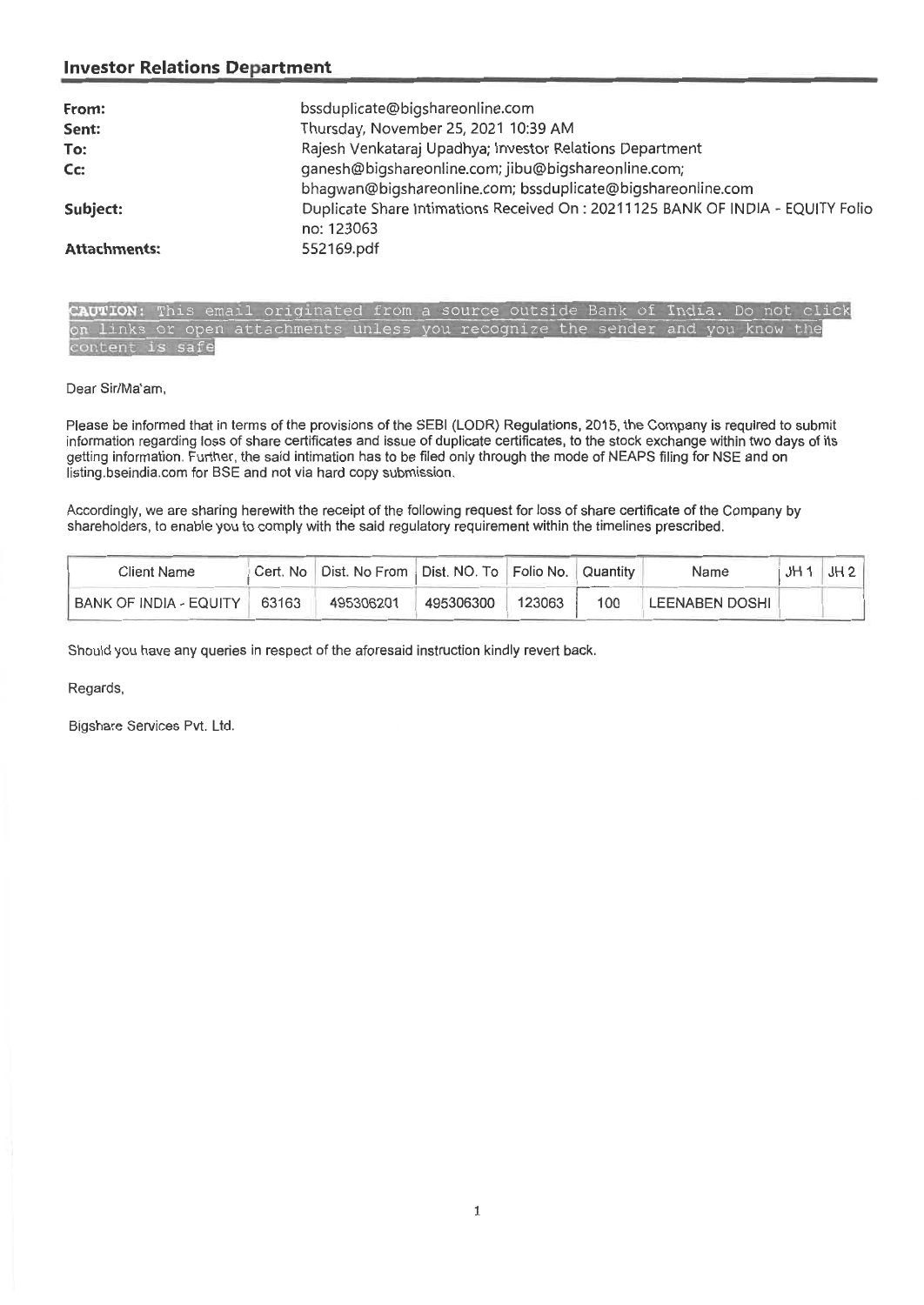## Investor Relations Department

**From:** bssduplicate@bigshareonline.com
**Sent:** Thursday, November 25, 2021 10:39 AM
**To:** Rajesh Venkataraj Upadhya; Investor Relations Department
**Cc:** ganesh@bigshareonline.com; jibu@bigshareonline.com; bhagwan@bigshareonline.com; bssduplicate@bigshareonline.com
**Subject:** Duplicate Share Intimations Received On : 20211125 BANK OF INDIA - EQUITY Folio no: 123063
**Attachments:** 552169.pdf

CAUTION: This email originated from a source outside Bank of India. Do not click on links or open attachments unless you recognize the sender and you know the content is safe

Dear Sir/Ma'am,

Please be informed that in terms of the provisions of the SEBI (LODR) Regulations, 2015, the Company is required to submit information regarding loss of share certificates and issue of duplicate certificates, to the stock exchange within two days of its getting information. Further, the said intimation has to be filed only through the mode of NEAPS filing for NSE and on listing.bseindia.com for BSE and not via hard copy submission.

Accordingly, we are sharing herewith the receipt of the following request for loss of share certificate of the Company by shareholders, to enable you to comply with the said regulatory requirement within the timelines prescribed.

| Client Name | Cert. No | Dist. No From | Dist. NO. To | Folio No. | Quantity | Name | JH 1 | JH 2 |
|---|---|---|---|---|---|---|---|---|
| BANK OF INDIA - EQUITY | 63163 | 495306201 | 495306300 | 123063 | 100 | LEENABEN DOSHI | | |

Should you have any queries in respect of the aforesaid instruction kindly revert back.

Regards,

Bigshare Services Pvt. Ltd.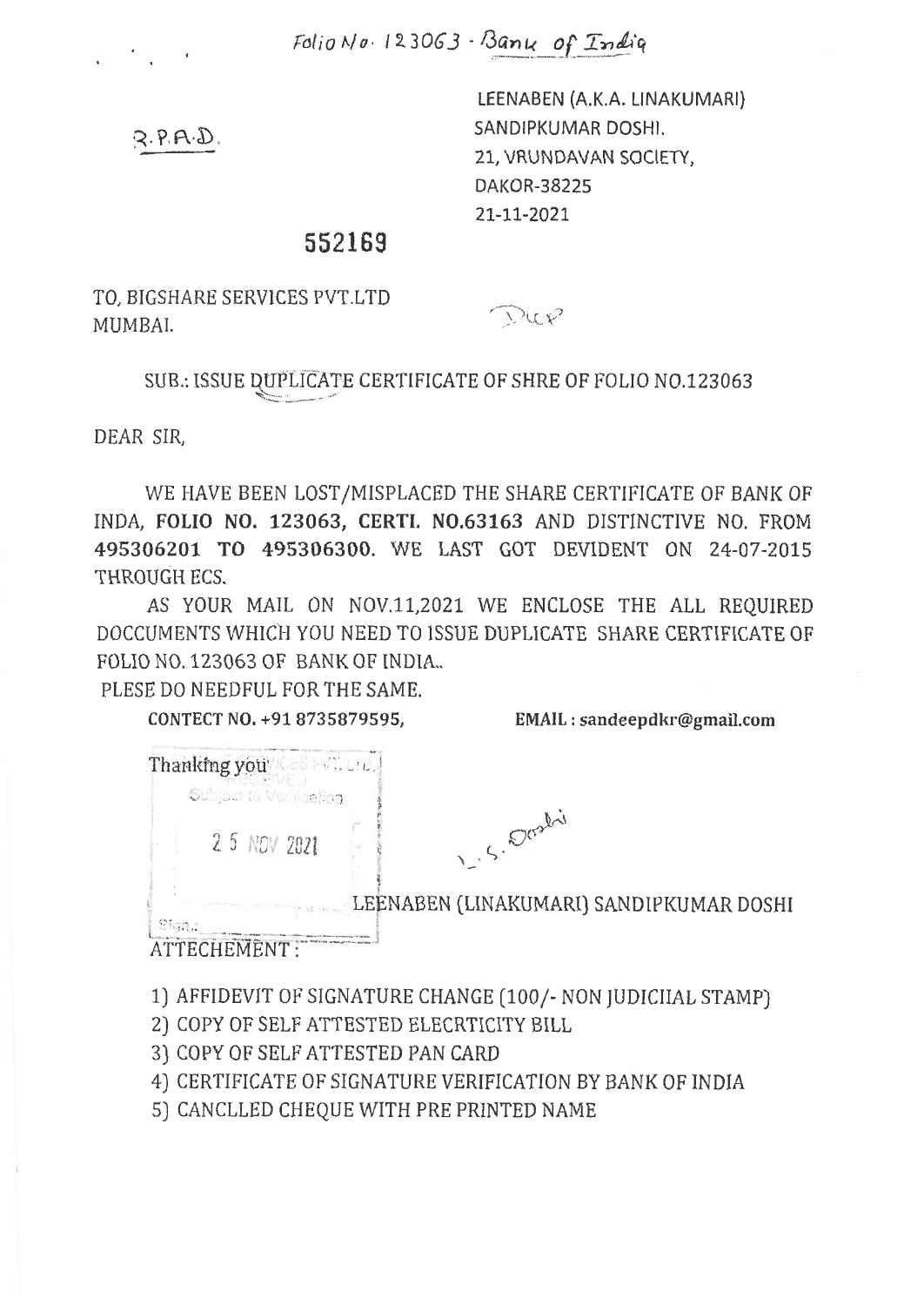Folio No. 123063 - Bank of India

R.P.A.D.

LEENABEN (A.K.A. LINAKUMARI)
SANDIPKUMAR DOSHI.
21, VRUNDAVAN SOCIETY,
DAKOR-38225
21-11-2021

552169

TO, BIGSHARE SERVICES PVT.LTD
MUMBAI.

Dup

SUB.: ISSUE DUPLICATE CERTIFICATE OF SHRE OF FOLIO NO.123063

DEAR SIR,

WE HAVE BEEN LOST/MISPLACED THE SHARE CERTIFICATE OF BANK OF INDA, **FOLIO NO. 123063, CERTI. NO.63163** AND DISTINCTIVE NO. FROM **495306201 TO 495306300.** WE LAST GOT DEVIDENT ON 24-07-2015 THROUGH ECS.

AS YOUR MAIL ON NOV.11,2021 WE ENCLOSE THE ALL REQUIRED DOCCUMENTS WHICH YOU NEED TO ISSUE DUPLICATE SHARE CERTIFICATE OF FOLIO NO. 123063 OF BANK OF INDIA..

PLESE DO NEEDFUL FOR THE SAME.

**CONTECT NO. +91 8735879595,** **EMAIL : sandeepdkr@gmail.com**

Thanking you

RECEIVED
Subject to Verification
25 NOV 2021
Sign.:

L. S. Doshi

LEENABEN (LINAKUMARI) SANDIPKUMAR DOSHI

ATTECHEMENT :

1) AFFIDEVIT OF SIGNATURE CHANGE (100/- NON JUDICIIAL STAMP)
2) COPY OF SELF ATTESTED ELECRTICITY BILL
3) COPY OF SELF ATTESTED PAN CARD
4) CERTIFICATE OF SIGNATURE VERIFICATION BY BANK OF INDIA
5) CANCLLED CHEQUE WITH PRE PRINTED NAME